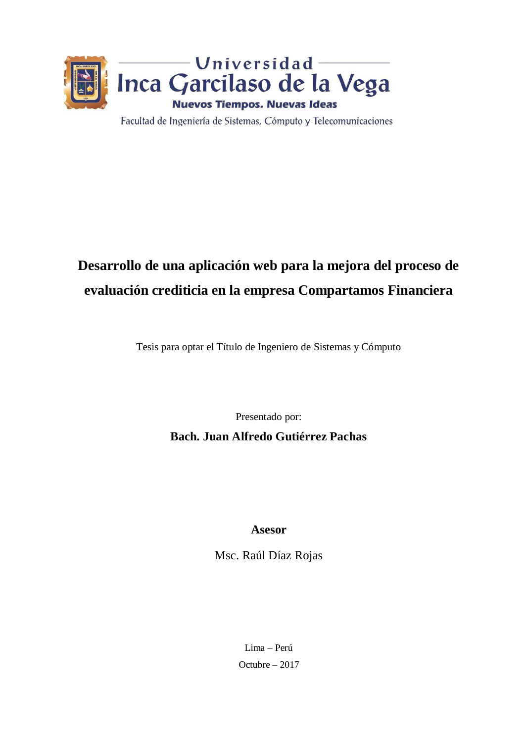Universidad Inca Garcilaso de la Vega

Nuevos Tiempos. Nuevas Ideas

Facultad de Ingeniería de Sistemas, Cómputo y Telecomunicaciones

# Desarrollo de una aplicación web para la mejora del proceso de evaluación crediticia en la empresa Compartamos Financiera

Tesis para optar el Título de Ingeniero de Sistemas y Cómputo

Presentado por:

**Bach. Juan Alfredo Gutiérrez Pachas**

**Asesor**

Msc. Raúl Díaz Rojas

Lima – Perú

Octubre – 2017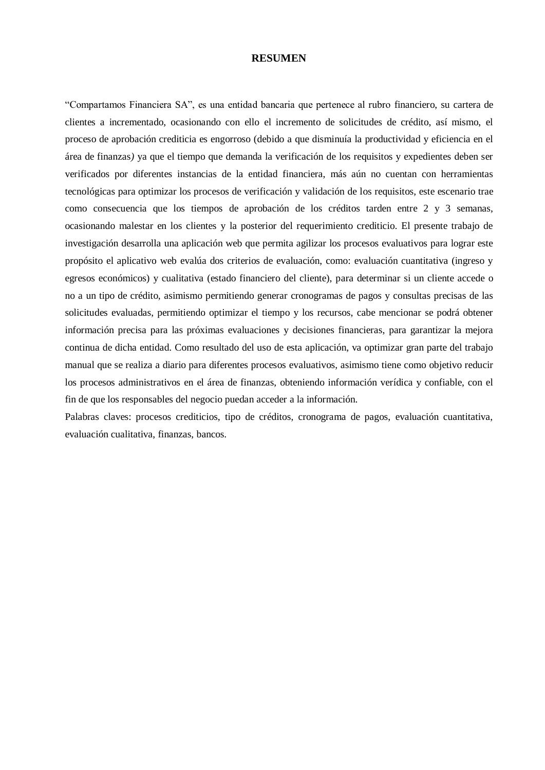# RESUMEN

"Compartamos Financiera SA", es una entidad bancaria que pertenece al rubro financiero, su cartera de clientes a incrementado, ocasionando con ello el incremento de solicitudes de crédito, así mismo, el proceso de aprobación crediticia es engorroso (debido a que disminuía la productividad y eficiencia en el área de finanzas*)* ya que el tiempo que demanda la verificación de los requisitos y expedientes deben ser verificados por diferentes instancias de la entidad financiera, más aún no cuentan con herramientas tecnológicas para optimizar los procesos de verificación y validación de los requisitos, este escenario trae como consecuencia que los tiempos de aprobación de los créditos tarden entre 2 y 3 semanas, ocasionando malestar en los clientes y la posterior del requerimiento crediticio. El presente trabajo de investigación desarrolla una aplicación web que permita agilizar los procesos evaluativos para lograr este propósito el aplicativo web evalúa dos criterios de evaluación, como: evaluación cuantitativa (ingreso y egresos económicos) y cualitativa (estado financiero del cliente), para determinar si un cliente accede o no a un tipo de crédito, asimismo permitiendo generar cronogramas de pagos y consultas precisas de las solicitudes evaluadas, permitiendo optimizar el tiempo y los recursos, cabe mencionar se podrá obtener información precisa para las próximas evaluaciones y decisiones financieras, para garantizar la mejora continua de dicha entidad. Como resultado del uso de esta aplicación, va optimizar gran parte del trabajo manual que se realiza a diario para diferentes procesos evaluativos, asimismo tiene como objetivo reducir los procesos administrativos en el área de finanzas, obteniendo información verídica y confiable, con el fin de que los responsables del negocio puedan acceder a la información.

Palabras claves: procesos crediticios, tipo de créditos, cronograma de pagos, evaluación cuantitativa, evaluación cualitativa, finanzas, bancos.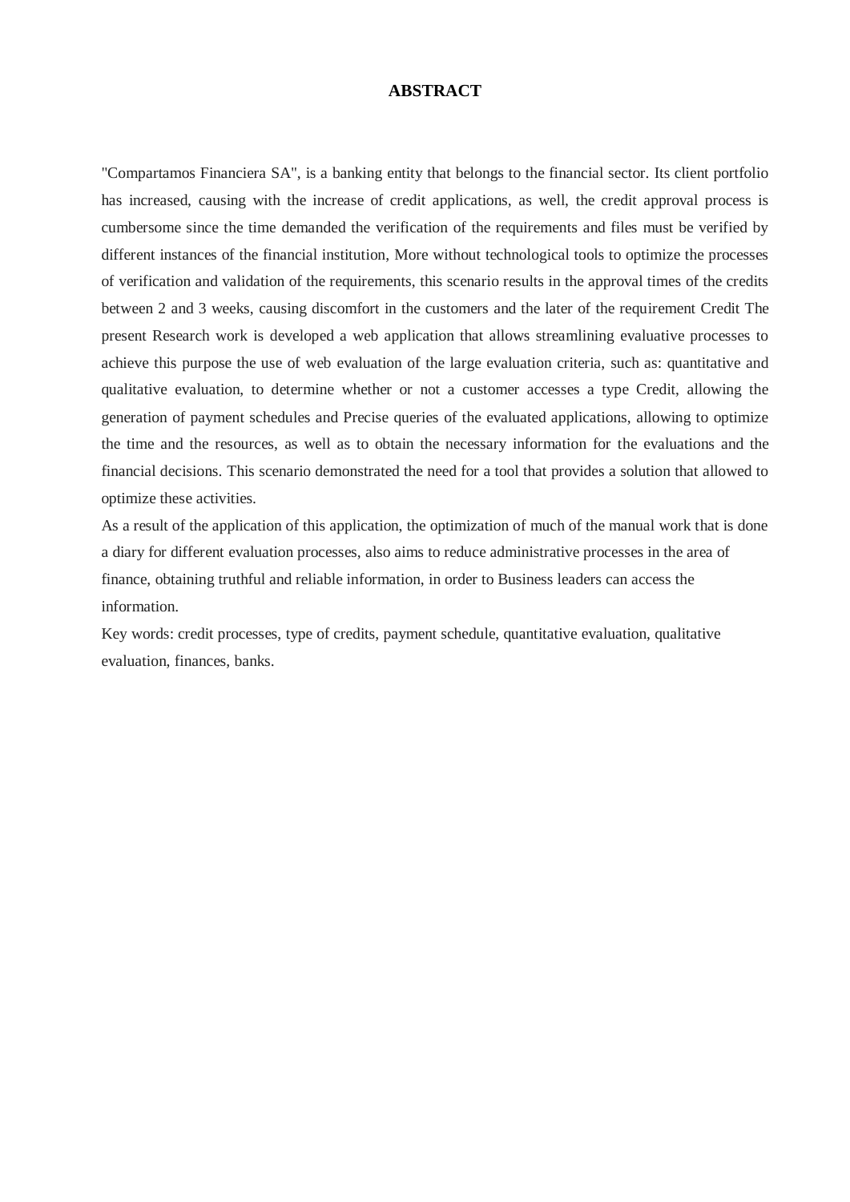# ABSTRACT

"Compartamos Financiera SA", is a banking entity that belongs to the financial sector. Its client portfolio has increased, causing with the increase of credit applications, as well, the credit approval process is cumbersome since the time demanded the verification of the requirements and files must be verified by different instances of the financial institution, More without technological tools to optimize the processes of verification and validation of the requirements, this scenario results in the approval times of the credits between 2 and 3 weeks, causing discomfort in the customers and the later of the requirement Credit The present Research work is developed a web application that allows streamlining evaluative processes to achieve this purpose the use of web evaluation of the large evaluation criteria, such as: quantitative and qualitative evaluation, to determine whether or not a customer accesses a type Credit, allowing the generation of payment schedules and Precise queries of the evaluated applications, allowing to optimize the time and the resources, as well as to obtain the necessary information for the evaluations and the financial decisions. This scenario demonstrated the need for a tool that provides a solution that allowed to optimize these activities.

As a result of the application of this application, the optimization of much of the manual work that is done a diary for different evaluation processes, also aims to reduce administrative processes in the area of finance, obtaining truthful and reliable information, in order to Business leaders can access the information.

Key words: credit processes, type of credits, payment schedule, quantitative evaluation, qualitative evaluation, finances, banks.